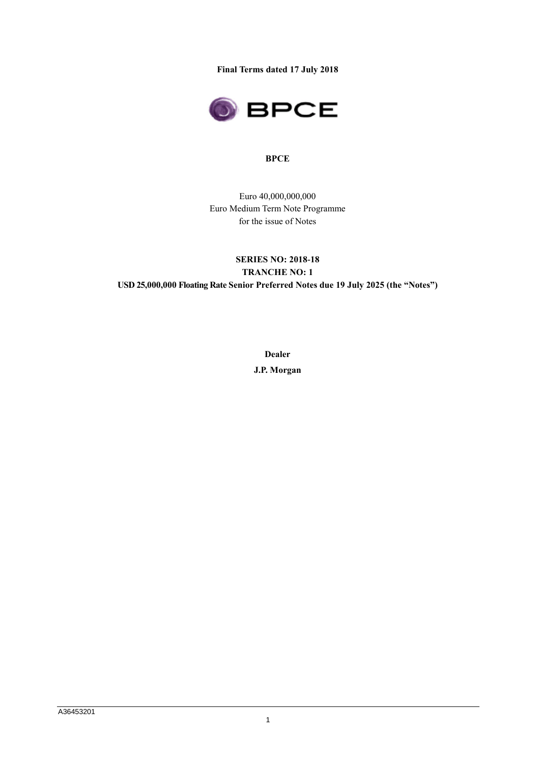**Final Terms dated 17 July 2018**

BPCE

**BPCE**

Euro 40,000,000,000
Euro Medium Term Note Programme
for the issue of Notes

**SERIES NO: 2018-18**
**TRANCHE NO: 1**
**USD 25,000,000 Floating Rate Senior Preferred Notes due 19 July 2025 (the "Notes")**

**Dealer**

**J.P. Morgan**

A36453201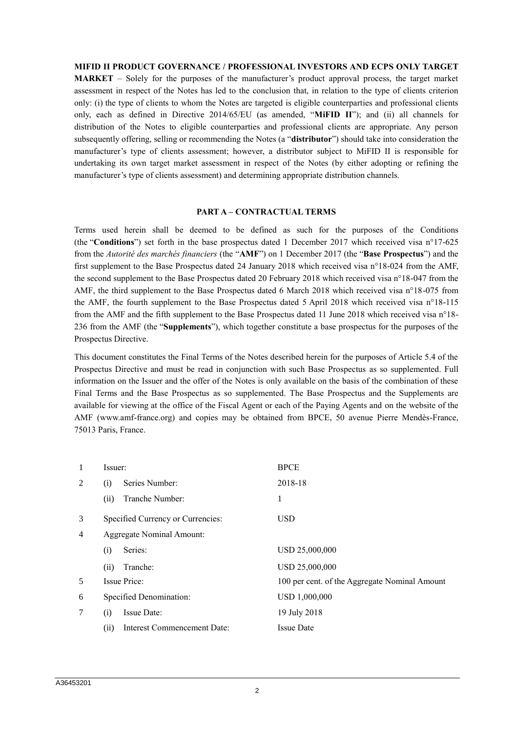**MIFID II PRODUCT GOVERNANCE / PROFESSIONAL INVESTORS AND ECPS ONLY TARGET MARKET** – Solely for the purposes of the manufacturer's product approval process, the target market assessment in respect of the Notes has led to the conclusion that, in relation to the type of clients criterion only: (i) the type of clients to whom the Notes are targeted is eligible counterparties and professional clients only, each as defined in Directive 2014/65/EU (as amended, "**MiFID II**"); and (ii) all channels for distribution of the Notes to eligible counterparties and professional clients are appropriate. Any person subsequently offering, selling or recommending the Notes (a "**distributor**") should take into consideration the manufacturer's type of clients assessment; however, a distributor subject to MiFID II is responsible for undertaking its own target market assessment in respect of the Notes (by either adopting or refining the manufacturer's type of clients assessment) and determining appropriate distribution channels.

## PART A – CONTRACTUAL TERMS

Terms used herein shall be deemed to be defined as such for the purposes of the Conditions (the "**Conditions**") set forth in the base prospectus dated 1 December 2017 which received visa n°17-625 from the *Autorité des marchés financiers* (the "**AMF**") on 1 December 2017 (the "**Base Prospectus**") and the first supplement to the Base Prospectus dated 24 January 2018 which received visa n°18-024 from the AMF, the second supplement to the Base Prospectus dated 20 February 2018 which received visa n°18-047 from the AMF, the third supplement to the Base Prospectus dated 6 March 2018 which received visa n°18-075 from the AMF, the fourth supplement to the Base Prospectus dated 5 April 2018 which received visa n°18-115 from the AMF and the fifth supplement to the Base Prospectus dated 11 June 2018 which received visa n°18-236 from the AMF (the "**Supplements**"), which together constitute a base prospectus for the purposes of the Prospectus Directive.

This document constitutes the Final Terms of the Notes described herein for the purposes of Article 5.4 of the Prospectus Directive and must be read in conjunction with such Base Prospectus as so supplemented. Full information on the Issuer and the offer of the Notes is only available on the basis of the combination of these Final Terms and the Base Prospectus as so supplemented. The Base Prospectus and the Supplements are available for viewing at the office of the Fiscal Agent or each of the Paying Agents and on the website of the AMF (www.amf-france.org) and copies may be obtained from BPCE, 50 avenue Pierre Mendès-France, 75013 Paris, France.

| | | |
|---|---|---|
| 1 | Issuer: | BPCE |
| 2 | (i) Series Number: | 2018-18 |
| | (ii) Tranche Number: | 1 |
| 3 | Specified Currency or Currencies: | USD |
| 4 | Aggregate Nominal Amount: | |
| | (i) Series: | USD 25,000,000 |
| | (ii) Tranche: | USD 25,000,000 |
| 5 | Issue Price: | 100 per cent. of the Aggregate Nominal Amount |
| 6 | Specified Denomination: | USD 1,000,000 |
| 7 | (i) Issue Date: | 19 July 2018 |
| | (ii) Interest Commencement Date: | Issue Date |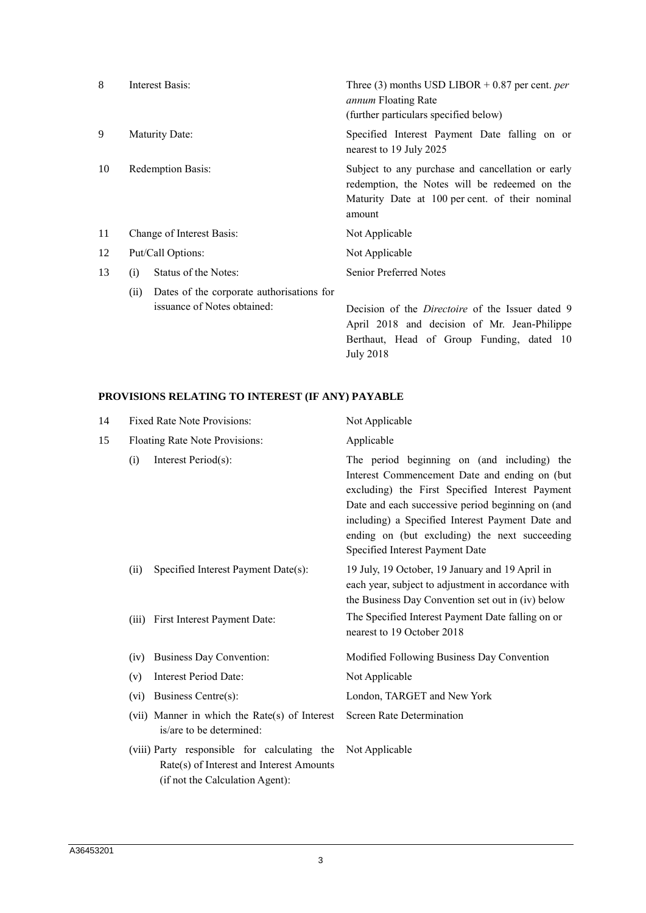| | | |
|---|---|---|
| 8 | Interest Basis: | Three (3) months USD LIBOR + 0.87 per cent. *per annum* Floating Rate (further particulars specified below) |
| 9 | Maturity Date: | Specified Interest Payment Date falling on or nearest to 19 July 2025 |
| 10 | Redemption Basis: | Subject to any purchase and cancellation or early redemption, the Notes will be redeemed on the Maturity Date at 100 per cent. of their nominal amount |
| 11 | Change of Interest Basis: | Not Applicable |
| 12 | Put/Call Options: | Not Applicable |
| 13 | (i) Status of the Notes: | Senior Preferred Notes |
| | (ii) Dates of the corporate authorisations for issuance of Notes obtained: | Decision of the *Directoire* of the Issuer dated 9 April 2018 and decision of Mr. Jean-Philippe Berthaut, Head of Group Funding, dated 10 July 2018 |

**PROVISIONS RELATING TO INTEREST (IF ANY) PAYABLE**

| | | |
|---|---|---|
| 14 | Fixed Rate Note Provisions: | Not Applicable |
| 15 | Floating Rate Note Provisions: | Applicable |
| | (i) Interest Period(s): | The period beginning on (and including) the Interest Commencement Date and ending on (but excluding) the First Specified Interest Payment Date and each successive period beginning on (and including) a Specified Interest Payment Date and ending on (but excluding) the next succeeding Specified Interest Payment Date |
| | (ii) Specified Interest Payment Date(s): | 19 July, 19 October, 19 January and 19 April in each year, subject to adjustment in accordance with the Business Day Convention set out in (iv) below |
| | (iii) First Interest Payment Date: | The Specified Interest Payment Date falling on or nearest to 19 October 2018 |
| | (iv) Business Day Convention: | Modified Following Business Day Convention |
| | (v) Interest Period Date: | Not Applicable |
| | (vi) Business Centre(s): | London, TARGET and New York |
| | (vii) Manner in which the Rate(s) of Interest is/are to be determined: | Screen Rate Determination |
| | (viii) Party responsible for calculating the Rate(s) of Interest and Interest Amounts (if not the Calculation Agent): | Not Applicable |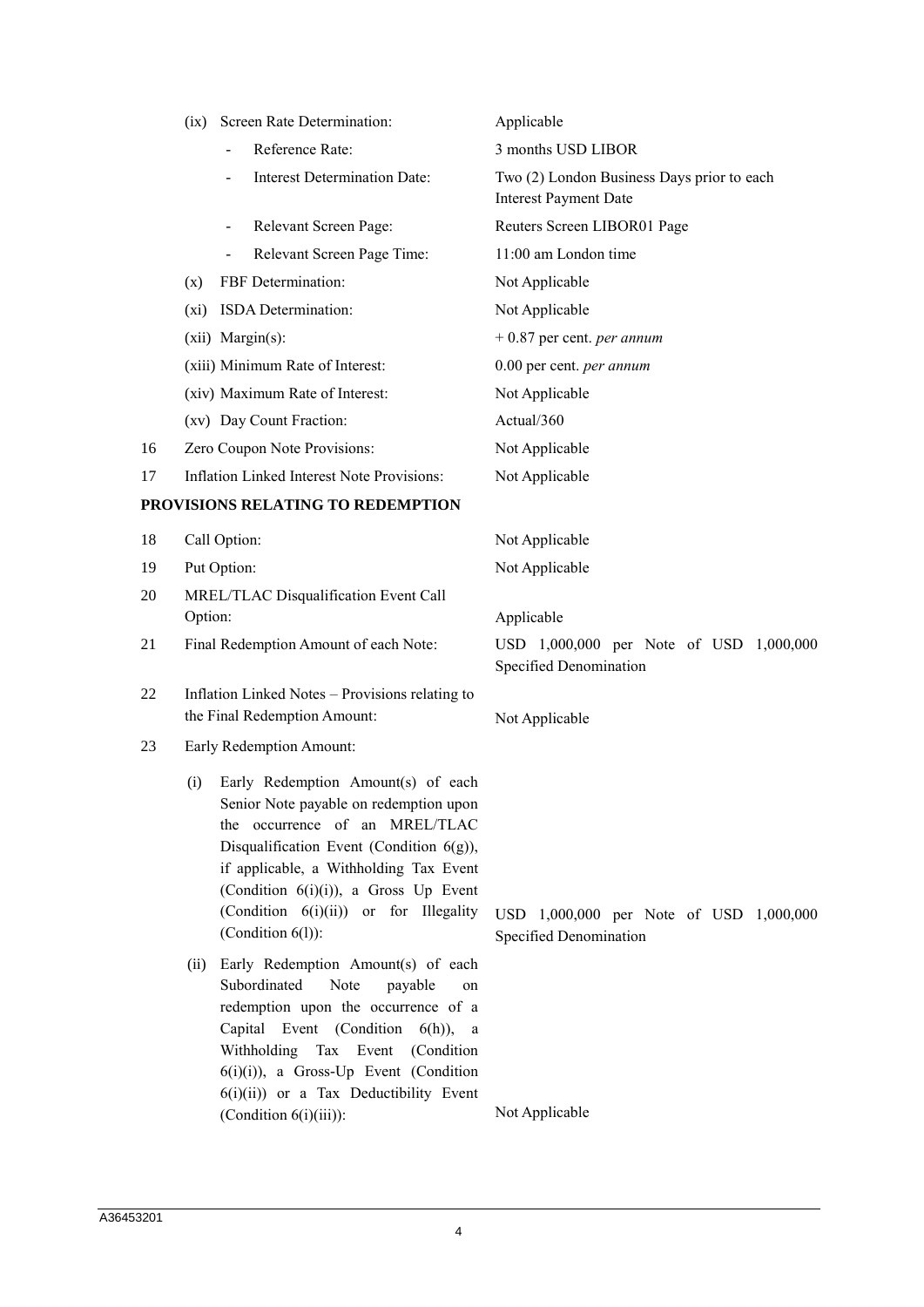| | | |
|---|---|---|
| | (ix) Screen Rate Determination: | Applicable |
| | - Reference Rate: | 3 months USD LIBOR |
| | - Interest Determination Date: | Two (2) London Business Days prior to each Interest Payment Date |
| | - Relevant Screen Page: | Reuters Screen LIBOR01 Page |
| | - Relevant Screen Page Time: | 11:00 am London time |
| | (x) FBF Determination: | Not Applicable |
| | (xi) ISDA Determination: | Not Applicable |
| | (xii) Margin(s): | + 0.87 per cent. *per annum* |
| | (xiii) Minimum Rate of Interest: | 0.00 per cent. *per annum* |
| | (xiv) Maximum Rate of Interest: | Not Applicable |
| | (xv) Day Count Fraction: | Actual/360 |
| 16 | Zero Coupon Note Provisions: | Not Applicable |
| 17 | Inflation Linked Interest Note Provisions: | Not Applicable |

**PROVISIONS RELATING TO REDEMPTION**

| | | |
|---|---|---|
| 18 | Call Option: | Not Applicable |
| 19 | Put Option: | Not Applicable |
| 20 | MREL/TLAC Disqualification Event Call Option: | Applicable |
| 21 | Final Redemption Amount of each Note: | USD 1,000,000 per Note of USD 1,000,000 Specified Denomination |
| 22 | Inflation Linked Notes – Provisions relating to the Final Redemption Amount: | Not Applicable |
| 23 | Early Redemption Amount: | |
| | (i) Early Redemption Amount(s) of each Senior Note payable on redemption upon the occurrence of an MREL/TLAC Disqualification Event (Condition 6(g)), if applicable, a Withholding Tax Event (Condition 6(i)(i)), a Gross Up Event (Condition 6(i)(ii)) or for Illegality (Condition 6(l)): | USD 1,000,000 per Note of USD 1,000,000 Specified Denomination |
| | (ii) Early Redemption Amount(s) of each Subordinated Note payable on redemption upon the occurrence of a Capital Event (Condition 6(h)), a Withholding Tax Event (Condition 6(i)(i)), a Gross-Up Event (Condition 6(i)(ii)) or a Tax Deductibility Event (Condition 6(i)(iii)): | Not Applicable |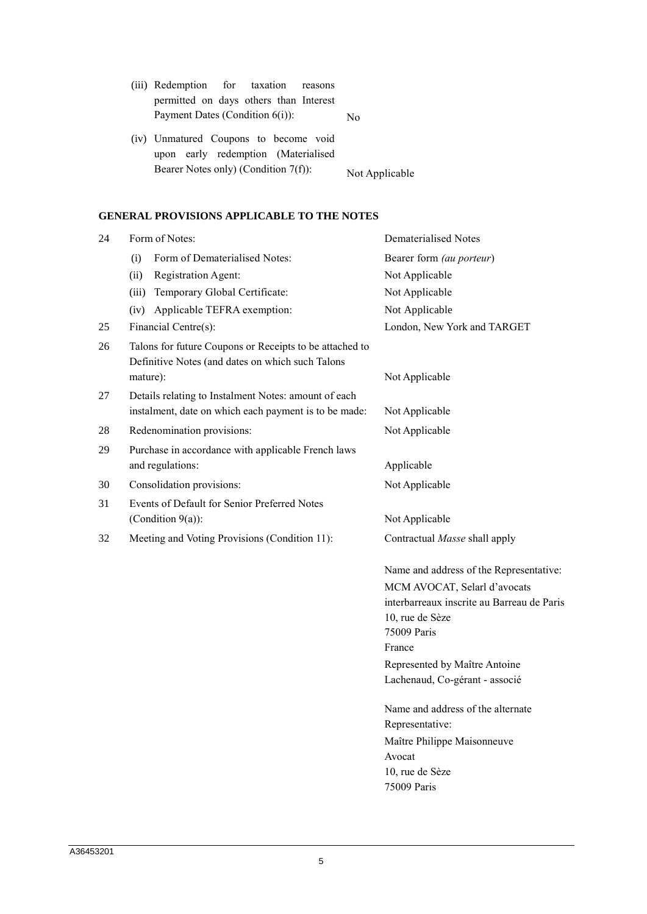| | |
|---|---|
| (iii) Redemption for taxation reasons permitted on days others than Interest Payment Dates (Condition 6(i)): | No |
| (iv) Unmatured Coupons to become void upon early redemption (Materialised Bearer Notes only) (Condition 7(f)): | Not Applicable |

**GENERAL PROVISIONS APPLICABLE TO THE NOTES**

| | | |
|---|---|---|
| 24 | Form of Notes: | Dematerialised Notes |
| | (i) Form of Dematerialised Notes: | Bearer form *(au porteur)* |
| | (ii) Registration Agent: | Not Applicable |
| | (iii) Temporary Global Certificate: | Not Applicable |
| | (iv) Applicable TEFRA exemption: | Not Applicable |
| 25 | Financial Centre(s): | London, New York and TARGET |
| 26 | Talons for future Coupons or Receipts to be attached to Definitive Notes (and dates on which such Talons mature): | Not Applicable |
| 27 | Details relating to Instalment Notes: amount of each instalment, date on which each payment is to be made: | Not Applicable |
| 28 | Redenomination provisions: | Not Applicable |
| 29 | Purchase in accordance with applicable French laws and regulations: | Applicable |
| 30 | Consolidation provisions: | Not Applicable |
| 31 | Events of Default for Senior Preferred Notes (Condition 9(a)): | Not Applicable |
| 32 | Meeting and Voting Provisions (Condition 11): | Contractual *Masse* shall apply<br><br>Name and address of the Representative:<br>MCM AVOCAT, Selarl d'avocats interbarreaux inscrite au Barreau de Paris<br>10, rue de Sèze<br>75009 Paris<br>France<br>Represented by Maître Antoine Lachenaud, Co-gérant - associé<br><br>Name and address of the alternate Representative:<br>Maître Philippe Maisonneuve<br>Avocat<br>10, rue de Sèze<br>75009 Paris |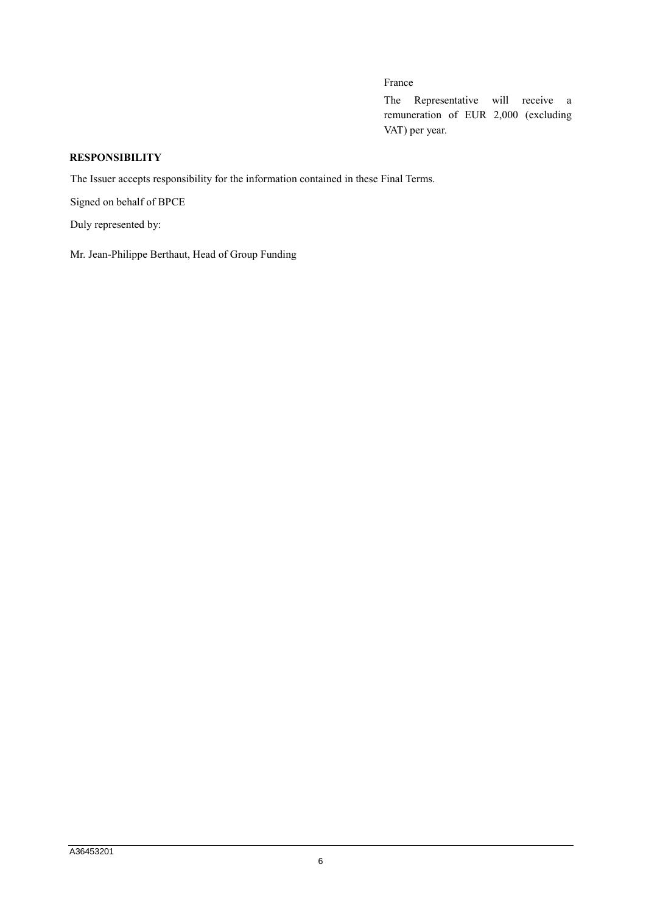France

The Representative will receive a remuneration of EUR 2,000 (excluding VAT) per year.

**RESPONSIBILITY**

The Issuer accepts responsibility for the information contained in these Final Terms.

Signed on behalf of BPCE

Duly represented by:

Mr. Jean-Philippe Berthaut, Head of Group Funding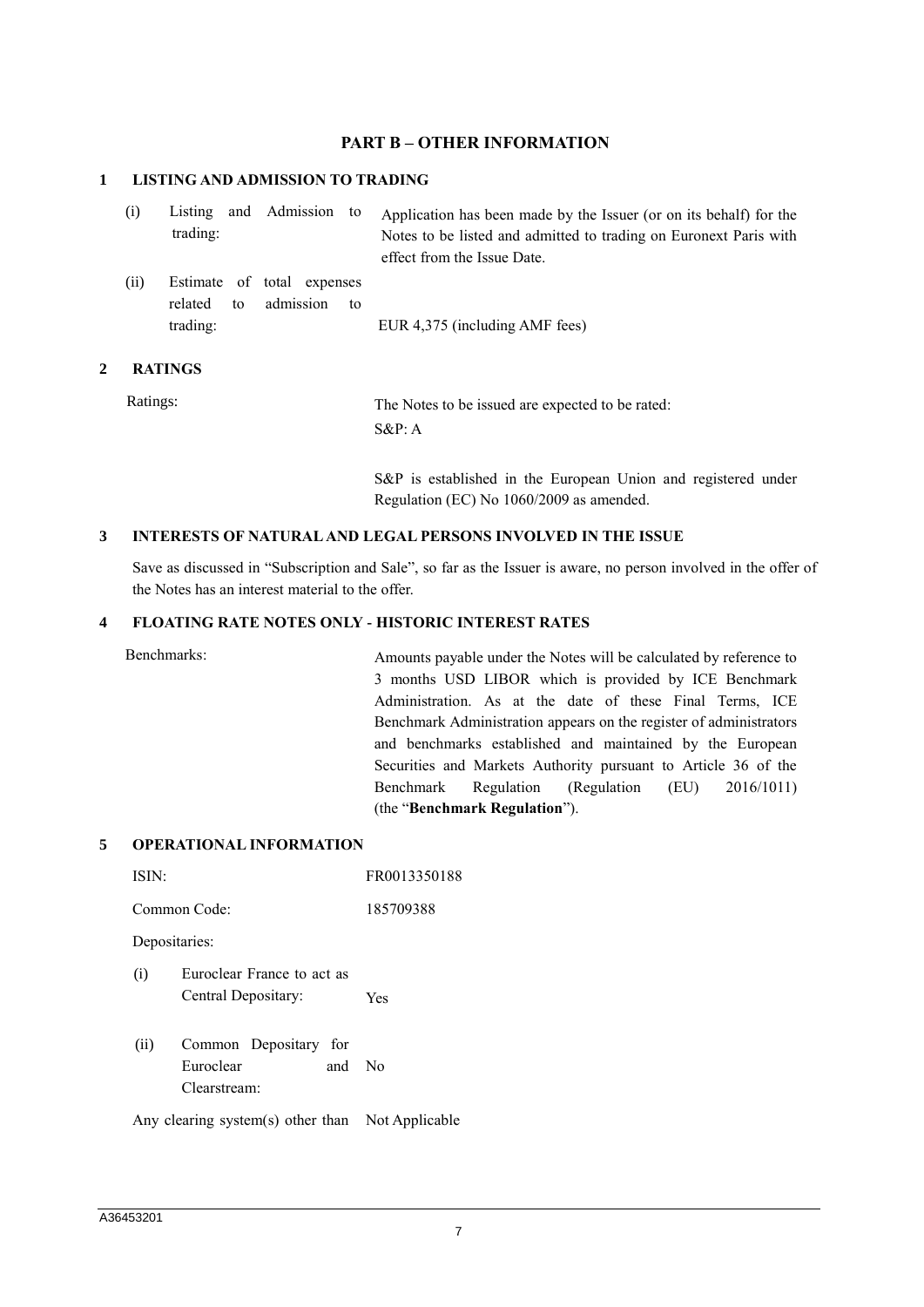## PART B – OTHER INFORMATION

### 1 LISTING AND ADMISSION TO TRADING

| | |
|---|---|
| (i) Listing and Admission to trading: | Application has been made by the Issuer (or on its behalf) for the Notes to be listed and admitted to trading on Euronext Paris with effect from the Issue Date. |
| (ii) Estimate of total expenses related to admission to trading: | EUR 4,375 (including AMF fees) |

### 2 RATINGS

| | |
|---|---|
| Ratings: | The Notes to be issued are expected to be rated:<br>S&P: A<br><br>S&P is established in the European Union and registered under Regulation (EC) No 1060/2009 as amended. |

### 3 INTERESTS OF NATURAL AND LEGAL PERSONS INVOLVED IN THE ISSUE

Save as discussed in "Subscription and Sale", so far as the Issuer is aware, no person involved in the offer of the Notes has an interest material to the offer.

### 4 FLOATING RATE NOTES ONLY - HISTORIC INTEREST RATES

| | |
|---|---|
| Benchmarks: | Amounts payable under the Notes will be calculated by reference to 3 months USD LIBOR which is provided by ICE Benchmark Administration. As at the date of these Final Terms, ICE Benchmark Administration appears on the register of administrators and benchmarks established and maintained by the European Securities and Markets Authority pursuant to Article 36 of the Benchmark Regulation (Regulation (EU) 2016/1011) (the "**Benchmark Regulation**"). |

### 5 OPERATIONAL INFORMATION

| | |
|---|---|
| ISIN: | FR0013350188 |
| Common Code: | 185709388 |
| Depositaries: | |
| (i) Euroclear France to act as Central Depositary: | Yes |
| (ii) Common Depositary for Euroclear and Clearstream: | No |
| Any clearing system(s) other than | Not Applicable |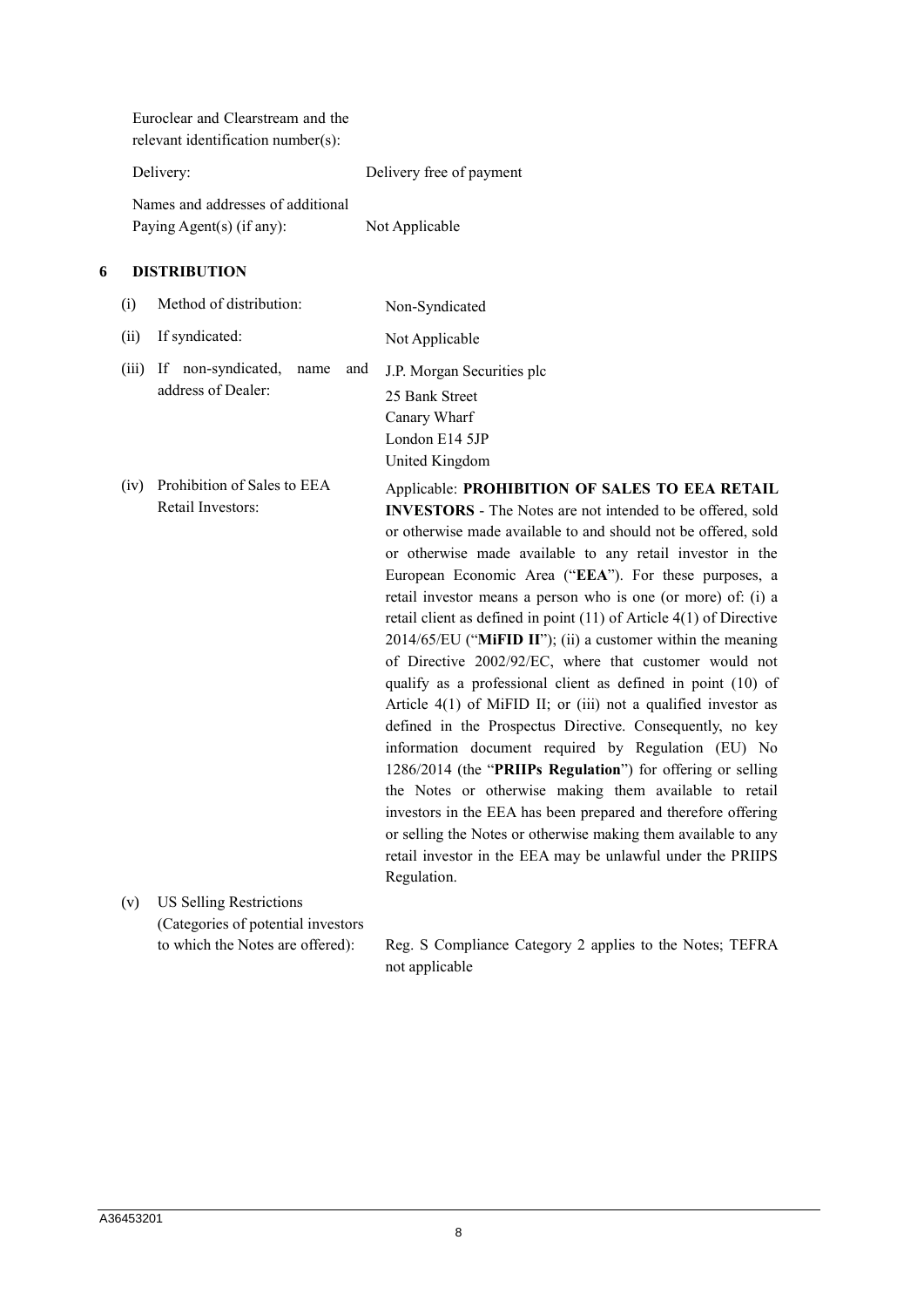| | |
|---|---|
| Euroclear and Clearstream and the relevant identification number(s): | |
| Delivery: | Delivery free of payment |
| Names and addresses of additional Paying Agent(s) (if any): | Not Applicable |

## 6 DISTRIBUTION

| | | |
|---|---|---|
| (i) | Method of distribution: | Non-Syndicated |
| (ii) | If syndicated: | Not Applicable |
| (iii) | If non-syndicated, name and address of Dealer: | J.P. Morgan Securities plc<br>25 Bank Street<br>Canary Wharf<br>London E14 5JP<br>United Kingdom |
| (iv) | Prohibition of Sales to EEA Retail Investors: | Applicable: **PROHIBITION OF SALES TO EEA RETAIL INVESTORS** - The Notes are not intended to be offered, sold or otherwise made available to and should not be offered, sold or otherwise made available to any retail investor in the European Economic Area ("**EEA**"). For these purposes, a retail investor means a person who is one (or more) of: (i) a retail client as defined in point (11) of Article 4(1) of Directive 2014/65/EU ("**MiFID II**"); (ii) a customer within the meaning of Directive 2002/92/EC, where that customer would not qualify as a professional client as defined in point (10) of Article 4(1) of MiFID II; or (iii) not a qualified investor as defined in the Prospectus Directive. Consequently, no key information document required by Regulation (EU) No 1286/2014 (the "**PRIIPs Regulation**") for offering or selling the Notes or otherwise making them available to retail investors in the EEA has been prepared and therefore offering or selling the Notes or otherwise making them available to any retail investor in the EEA may be unlawful under the PRIIPS Regulation. |
| (v) | US Selling Restrictions (Categories of potential investors to which the Notes are offered): | Reg. S Compliance Category 2 applies to the Notes; TEFRA not applicable |

A36453201